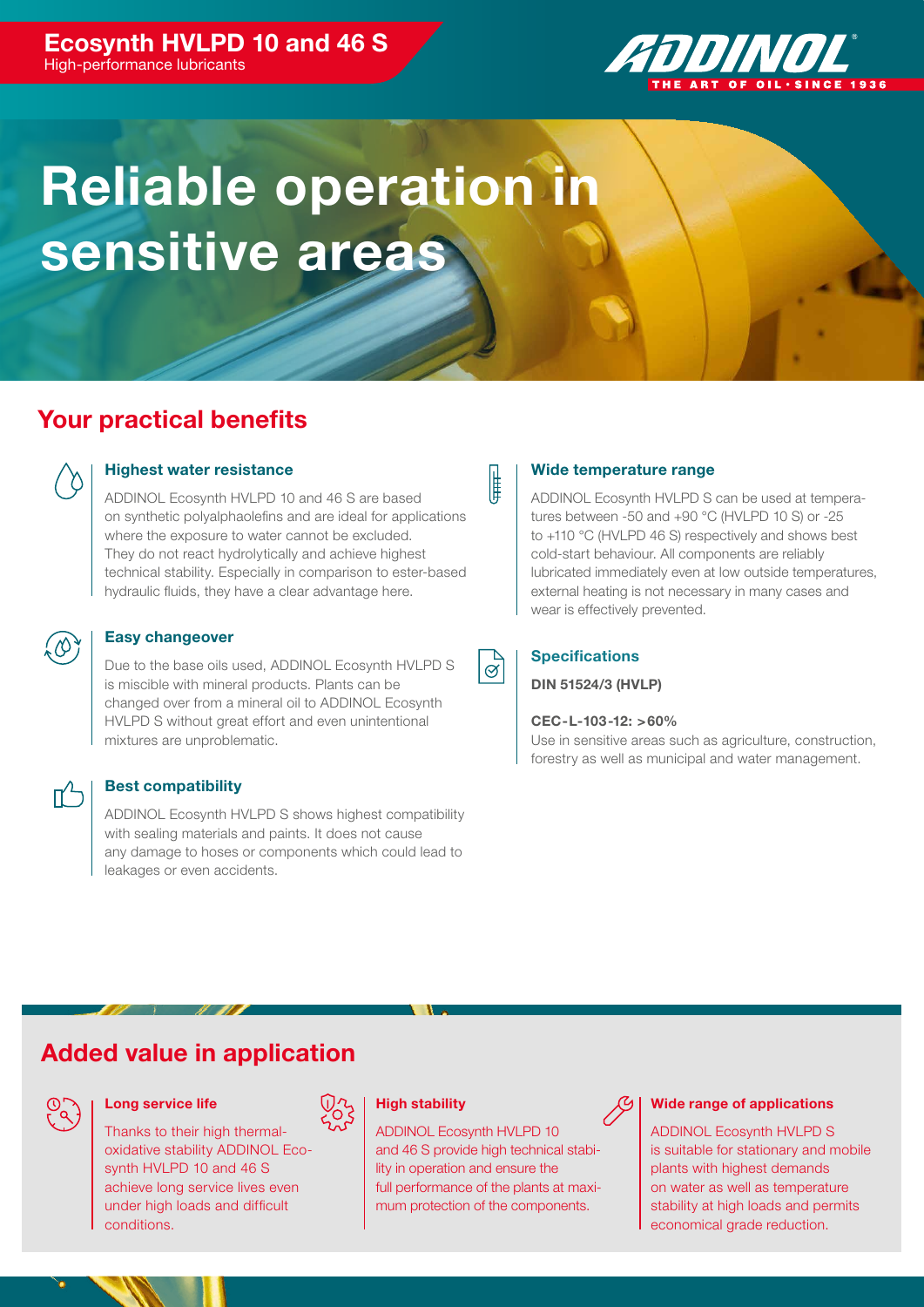**Ecosynth HVLPD 10 and 46 S**
High-performance lubricants

ADDINOL® THE ART OF OIL · SINCE 1936

# Reliable operation in sensitive areas

## Your practical benefits

### Highest water resistance

ADDINOL Ecosynth HVLPD 10 and 46 S are based on synthetic polyalphaolefins and are ideal for applications where the exposure to water cannot be excluded. They do not react hydrolytically and achieve highest technical stability. Especially in comparison to ester-based hydraulic fluids, they have a clear advantage here.

### Easy changeover

Due to the base oils used, ADDINOL Ecosynth HVLPD S is miscible with mineral products. Plants can be changed over from a mineral oil to ADDINOL Ecosynth HVLPD S without great effort and even unintentional mixtures are unproblematic.

### Best compatibility

ADDINOL Ecosynth HVLPD S shows highest compatibility with sealing materials and paints. It does not cause any damage to hoses or components which could lead to leakages or even accidents.

### Wide temperature range

ADDINOL Ecosynth HVLPD S can be used at temperatures between -50 and +90 °C (HVLPD 10 S) or -25 to +110 °C (HVLPD 46 S) respectively and shows best cold-start behaviour. All components are reliably lubricated immediately even at low outside temperatures, external heating is not necessary in many cases and wear is effectively prevented.

### Specifications

**DIN 51524/3 (HVLP)**

**CEC-L-103-12: >60%**
Use in sensitive areas such as agriculture, construction, forestry as well as municipal and water management.

## Added value in application

### Long service life

Thanks to their high thermal-oxidative stability ADDINOL Ecosynth HVLPD 10 and 46 S achieve long service lives even under high loads and difficult conditions.

### High stability

ADDINOL Ecosynth HVLPD 10 and 46 S provide high technical stability in operation and ensure the full performance of the plants at maximum protection of the components.

### Wide range of applications

ADDINOL Ecosynth HVLPD S is suitable for stationary and mobile plants with highest demands on water as well as temperature stability at high loads and permits economical grade reduction.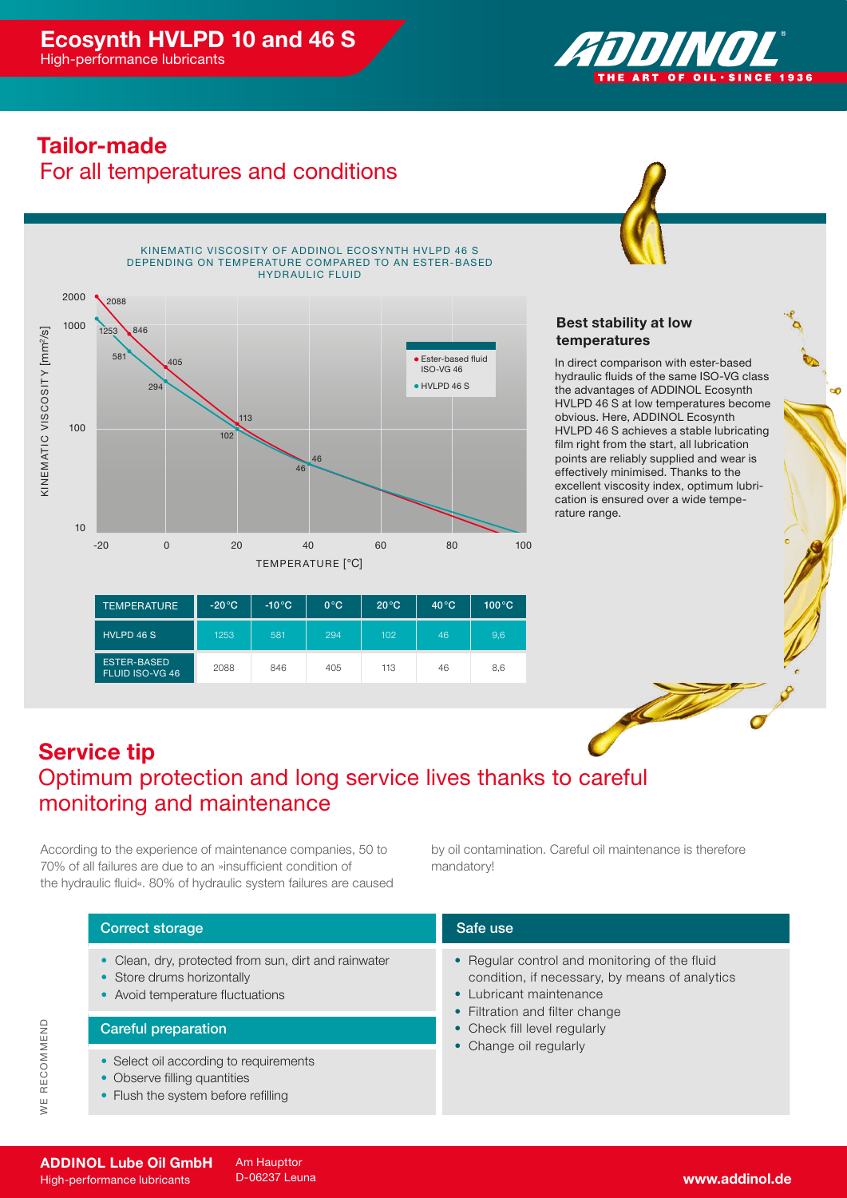# Ecosynth HVLPD 10 and 46 S

High-performance lubricants

## Tailor-made

For all temperatures and conditions

KINEMATIC VISCOSITY OF ADDINOL ECOSYNTH HVLPD 46 S DEPENDING ON TEMPERATURE COMPARED TO AN ESTER-BASED HYDRAULIC FLUID

KINEMATIC VISCOSITY [mm²/s]

2000
1000
100
10

-20
0
20
40
60
80
100

TEMPERATURE [°C]

2088
1253
846
581
405
294
113
102
46
46

Ester-based fluid ISO-VG 46
HVLPD 46 S

| TEMPERATURE | -20 °C | -10 °C | 0 °C | 20 °C | 40 °C | 100 °C |
|---|---|---|---|---|---|---|
| HVLPD 46 S | 1253 | 581 | 294 | 102 | 46 | 9,6 |
| ESTER-BASED FLUID ISO-VG 46 | 2088 | 846 | 405 | 113 | 46 | 8,6 |

### Best stability at low temperatures

In direct comparison with ester-based hydraulic fluids of the same ISO-VG class the advantages of ADDINOL Ecosynth HVLPD 46 S at low temperatures become obvious. Here, ADDINOL Ecosynth HVLPD 46 S achieves a stable lubricating film right from the start, all lubrication points are reliably supplied and wear is effectively minimised. Thanks to the excellent viscosity index, optimum lubrication is ensured over a wide temperature range.

## Service tip

Optimum protection and long service lives thanks to careful monitoring and maintenance

According to the experience of maintenance companies, 50 to 70% of all failures are due to an »insufficient condition of the hydraulic fluid«. 80% of hydraulic system failures are caused by oil contamination. Careful oil maintenance is therefore mandatory!

WE RECOMMEND

### Correct storage

- Clean, dry, protected from sun, dirt and rainwater
- Store drums horizontally
- Avoid temperature fluctuations

### Careful preparation

- Select oil according to requirements
- Observe filling quantities
- Flush the system before refilling

### Safe use

- Regular control and monitoring of the fluid condition, if necessary, by means of analytics
- Lubricant maintenance
- Filtration and filter change
- Check fill level regularly
- Change oil regularly

**ADDINOL Lube Oil GmbH**
High-performance lubricants

Am Hauptor
D-06237 Leuna

www.addinol.de